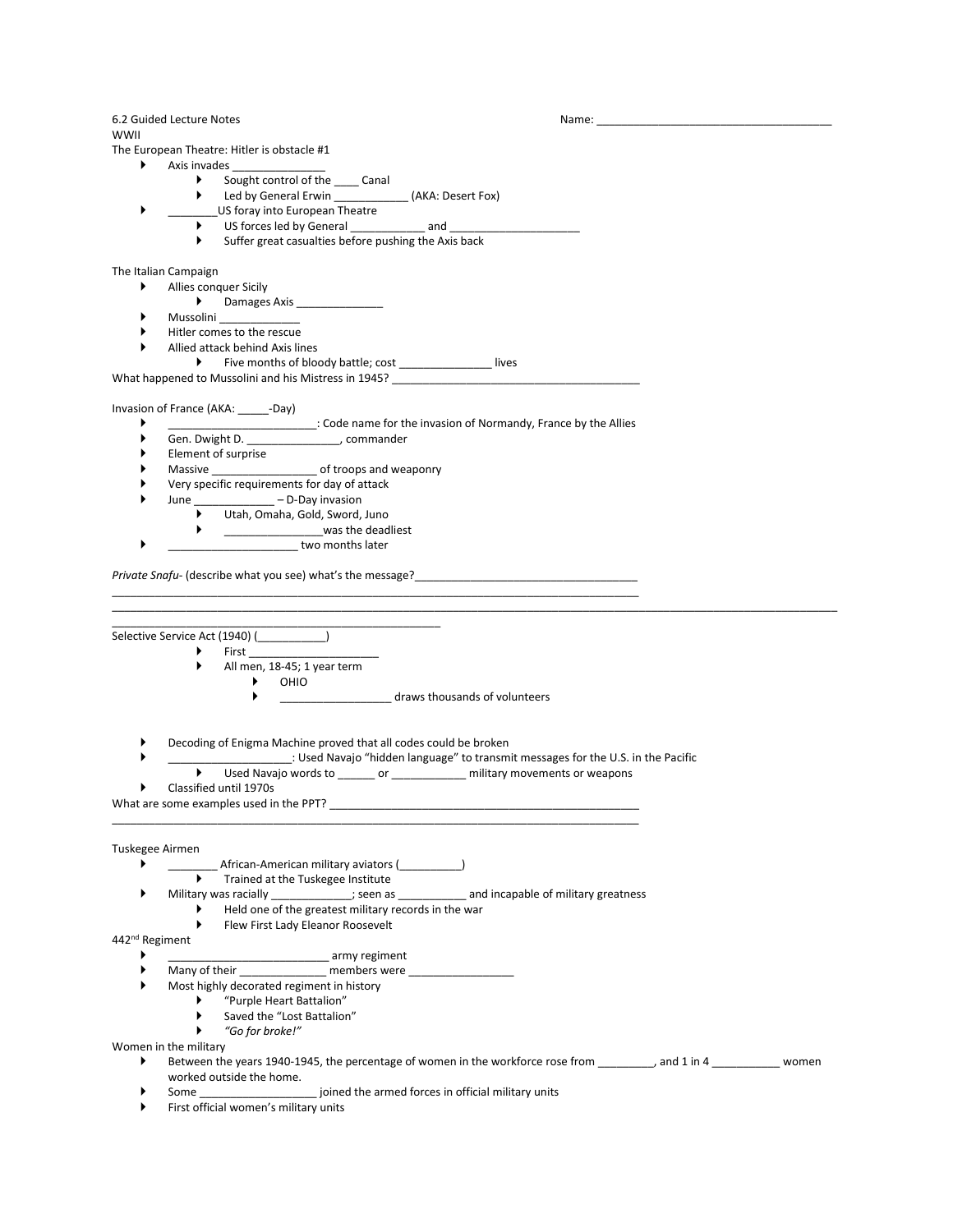6.2 Guided Lecture Notes                                                                                    Name: ______________________________________

WWII

The European Theatre: Hitler is obstacle #1

- Axis invades _______________
  - Sought control of the ____ Canal
  - Led by General Erwin ____________ (AKA: Desert Fox)
- ________US foray into European Theatre
  - US forces led by General ____________ and _____________________
  - Suffer great casualties before pushing the Axis back

The Italian Campaign

- Allies conquer Sicily
  - Damages Axis ______________
- Mussolini _____________
- Hitler comes to the rescue
- Allied attack behind Axis lines
  - Five months of bloody battle; cost _______________ lives

What happened to Mussolini and his Mistress in 1945? ________________________________________

Invasion of France (AKA: _____-Day)

- ________________________: Code name for the invasion of Normandy, France by the Allies
- Gen. Dwight D. _______________, commander
- Element of surprise
- Massive _________________ of troops and weaponry
- Very specific requirements for day of attack
- June _____________ – D-Day invasion
  - Utah, Omaha, Gold, Sword, Juno
  - ________________was the deadliest
- _____________________ two months later

*Private Snafu*- (describe what you see) what's the message?___________________________________

______________________________________________________________________________________

______________________________________________________________________________________________________________________

_________________________________________________

Selective Service Act (1940) (___________)

- First _____________________
- All men, 18-45; 1 year term
  - OHIO
  - __________________ draws thousands of volunteers

- Decoding of Enigma Machine proved that all codes could be broken
- ___________________: Used Navajo "hidden language" to transmit messages for the U.S. in the Pacific
  - Used Navajo words to ______ or ____________ military movements or weapons
- Classified until 1970s

What are some examples used in the PPT? ___________________________________________________

______________________________________________________________________________________

Tuskegee Airmen

- ________ African-American military aviators (__________)
  - Trained at the Tuskegee Institute
- Military was racially _____________; seen as ___________ and incapable of military greatness
  - Held one of the greatest military records in the war
  - Flew First Lady Eleanor Roosevelt

442nd Regiment

- __________________________ army regiment
- Many of their ______________ members were _________________
- Most highly decorated regiment in history
  - "Purple Heart Battalion"
  - Saved the "Lost Battalion"
  - *"Go for broke!"*

Women in the military

- Between the years 1940-1945, the percentage of women in the workforce rose from _________, and 1 in 4 ___________ women worked outside the home.
- Some ___________________ joined the armed forces in official military units
- First official women's military units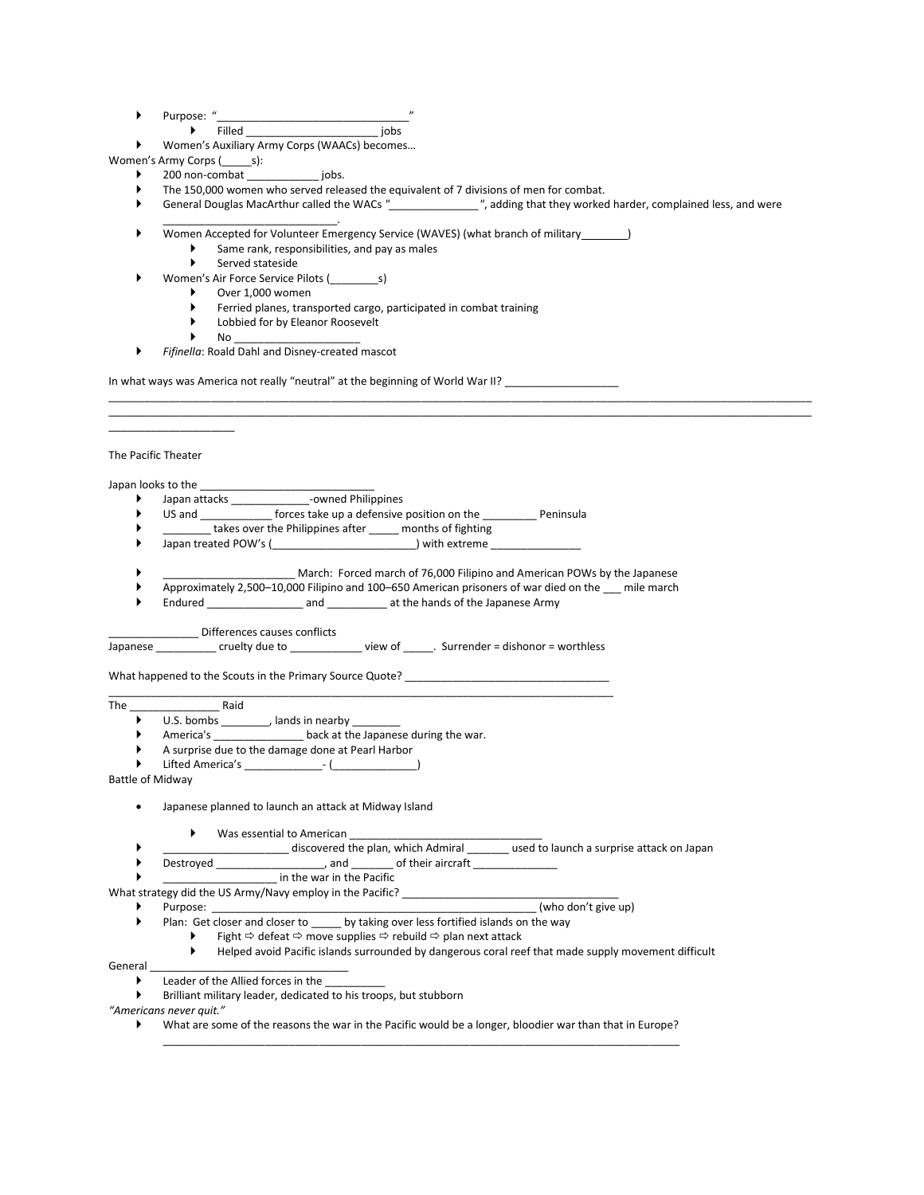- Purpose: "________________________________"
  - Filled ______________________ jobs
- Women's Auxiliary Army Corps (WAACs) becomes…

Women's Army Corps (_____s):

- 200 non-combat ____________ jobs.
- The 150,000 women who served released the equivalent of 7 divisions of men for combat.
- General Douglas MacArthur called the WACs "_______________", adding that they worked harder, complained less, and were ______________________________.
- Women Accepted for Volunteer Emergency Service (WAVES) (what branch of military________)
  - Same rank, responsibilities, and pay as males
  - Served stateside
- Women's Air Force Service Pilots (________s)
  - Over 1,000 women
  - Ferried planes, transported cargo, participated in combat training
  - Lobbied for by Eleanor Roosevelt
  - No _____________________
- *Fifinella*: Roald Dahl and Disney-created mascot

In what ways was America not really "neutral" at the beginning of World War II? ___________________
______________________________________________________________________________________________________________
______________________________________________________________________________________________________________
_____________________

The Pacific Theater

Japan looks to the _____________________________

- Japan attacks _____________-owned Philippines
- US and ____________ forces take up a defensive position on the _________ Peninsula
- ________ takes over the Philippines after _____ months of fighting
- Japan treated POW's (________________________) with extreme _______________
- ______________________ March: Forced march of 76,000 Filipino and American POWs by the Japanese
- Approximately 2,500–10,000 Filipino and 100–650 American prisoners of war died on the ___ mile march
- Endured ________________ and __________ at the hands of the Japanese Army

_______________ Differences causes conflicts

Japanese __________ cruelty due to ____________ view of _____. Surrender = dishonor = worthless

What happened to the Scouts in the Primary Source Quote? __________________________________
_________________________________________________________________________________________

The _______________ Raid

- U.S. bombs ________, lands in nearby ________
- America's _______________ back at the Japanese during the war.
- A surprise due to the damage done at Pearl Harbor
- Lifted America's _____________- (______________)

Battle of Midway

- Japanese planned to launch an attack at Midway Island
  - Was essential to American _________________________________
- ______________________ discovered the plan, which Admiral _______ used to launch a surprise attack on Japan
- Destroyed __________________, and _______ of their aircraft ______________
- ____________________ in the war in the Pacific

What strategy did the US Army/Navy employ in the Pacific? ____________________________________

- Purpose: _______________________________________________________ (who don't give up)
- Plan: Get closer and closer to _____ by taking over less fortified islands on the way
  - Fight ⇨ defeat ⇨ move supplies ⇨ rebuild ⇨ plan next attack
  - Helped avoid Pacific islands surrounded by dangerous coral reef that made supply movement difficult

General __________________________________

- Leader of the Allied forces in the __________
- Brilliant military leader, dedicated to his troops, but stubborn

*"Americans never quit."*

- What are some of the reasons the war in the Pacific would be a longer, bloodier war than that in Europe? _______________________________________________________________________________________